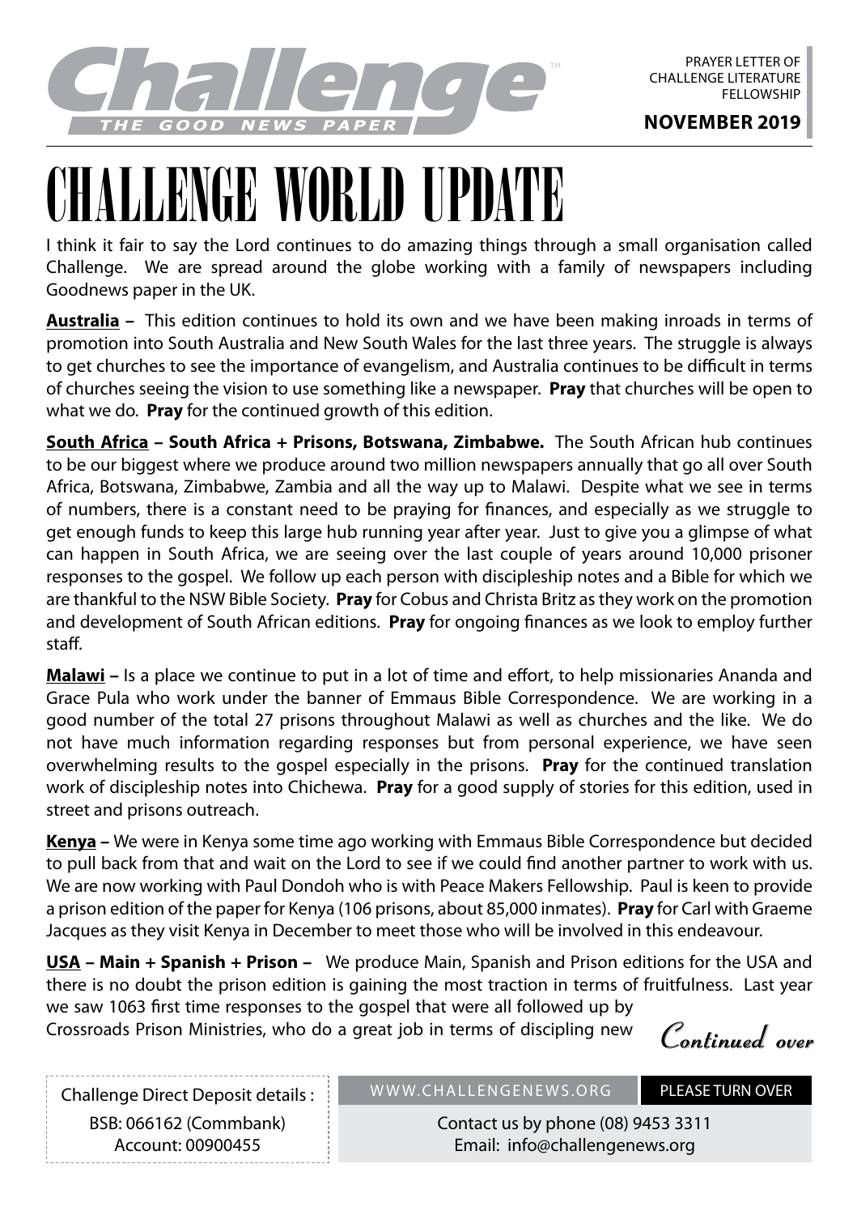Challenge

THE GOOD NEWS PAPER

PRAYER LETTER OF CHALLENGE LITERATURE FELLOWSHIP

**NOVEMBER 2019**

# CHALLENGE WORLD UPDATE

I think it fair to say the Lord continues to do amazing things through a small organisation called Challenge. We are spread around the globe working with a family of newspapers including Goodnews paper in the UK.

**Australia –** This edition continues to hold its own and we have been making inroads in terms of promotion into South Australia and New South Wales for the last three years. The struggle is always to get churches to see the importance of evangelism, and Australia continues to be difficult in terms of churches seeing the vision to use something like a newspaper. **Pray** that churches will be open to what we do. **Pray** for the continued growth of this edition.

**South Africa – South Africa + Prisons, Botswana, Zimbabwe.** The South African hub continues to be our biggest where we produce around two million newspapers annually that go all over South Africa, Botswana, Zimbabwe, Zambia and all the way up to Malawi. Despite what we see in terms of numbers, there is a constant need to be praying for finances, and especially as we struggle to get enough funds to keep this large hub running year after year. Just to give you a glimpse of what can happen in South Africa, we are seeing over the last couple of years around 10,000 prisoner responses to the gospel. We follow up each person with discipleship notes and a Bible for which we are thankful to the NSW Bible Society. **Pray** for Cobus and Christa Britz as they work on the promotion and development of South African editions. **Pray** for ongoing finances as we look to employ further staff.

**Malawi –** Is a place we continue to put in a lot of time and effort, to help missionaries Ananda and Grace Pula who work under the banner of Emmaus Bible Correspondence. We are working in a good number of the total 27 prisons throughout Malawi as well as churches and the like. We do not have much information regarding responses but from personal experience, we have seen overwhelming results to the gospel especially in the prisons. **Pray** for the continued translation work of discipleship notes into Chichewa. **Pray** for a good supply of stories for this edition, used in street and prisons outreach.

**Kenya –** We were in Kenya some time ago working with Emmaus Bible Correspondence but decided to pull back from that and wait on the Lord to see if we could find another partner to work with us. We are now working with Paul Dondoh who is with Peace Makers Fellowship. Paul is keen to provide a prison edition of the paper for Kenya (106 prisons, about 85,000 inmates). **Pray** for Carl with Graeme Jacques as they visit Kenya in December to meet those who will be involved in this endeavour.

**USA – Main + Spanish + Prison –** We produce Main, Spanish and Prison editions for the USA and there is no doubt the prison edition is gaining the most traction in terms of fruitfulness. Last year we saw 1063 first time responses to the gospel that were all followed up by Crossroads Prison Ministries, who do a great job in terms of discipling new

*Continued over*

Challenge Direct Deposit details :
BSB: 066162 (Commbank)
Account: 00900455

WWW.CHALLENGENEWS.ORG — PLEASE TURN OVER

Contact us by phone (08) 9453 3311
Email: info@challengenews.org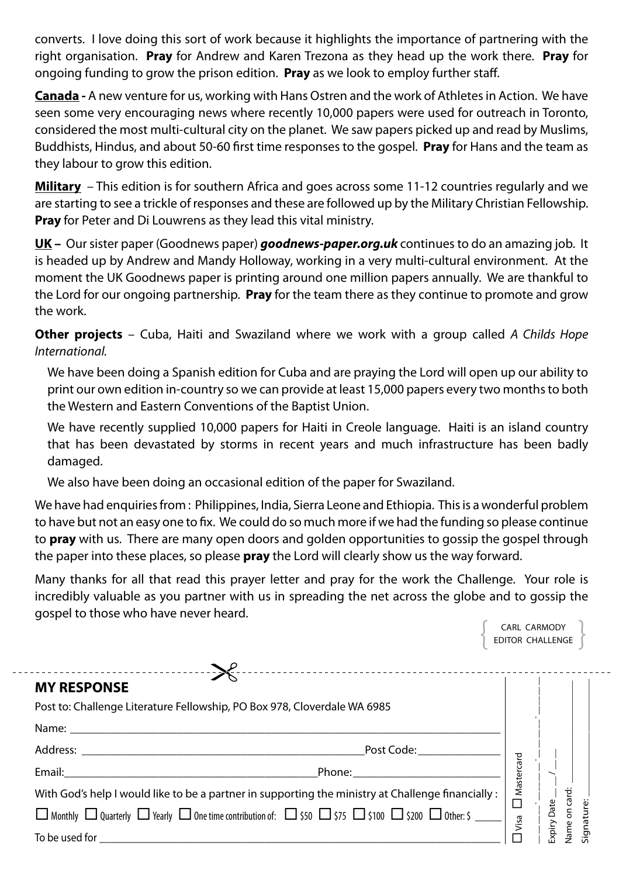converts. I love doing this sort of work because it highlights the importance of partnering with the right organisation. **Pray** for Andrew and Karen Trezona as they head up the work there. **Pray** for ongoing funding to grow the prison edition. **Pray** as we look to employ further staff.

**Canada -** A new venture for us, working with Hans Ostren and the work of Athletes in Action. We have seen some very encouraging news where recently 10,000 papers were used for outreach in Toronto, considered the most multi-cultural city on the planet. We saw papers picked up and read by Muslims, Buddhists, Hindus, and about 50-60 first time responses to the gospel. **Pray** for Hans and the team as they labour to grow this edition.

**Military** – This edition is for southern Africa and goes across some 11-12 countries regularly and we are starting to see a trickle of responses and these are followed up by the Military Christian Fellowship. **Pray** for Peter and Di Louwrens as they lead this vital ministry.

**UK –** Our sister paper (Goodnews paper) ***goodnews-paper.org.uk*** continues to do an amazing job. It is headed up by Andrew and Mandy Holloway, working in a very multi-cultural environment. At the moment the UK Goodnews paper is printing around one million papers annually. We are thankful to the Lord for our ongoing partnership. **Pray** for the team there as they continue to promote and grow the work.

**Other projects** – Cuba, Haiti and Swaziland where we work with a group called *A Childs Hope International.*

We have been doing a Spanish edition for Cuba and are praying the Lord will open up our ability to print our own edition in-country so we can provide at least 15,000 papers every two months to both the Western and Eastern Conventions of the Baptist Union.

We have recently supplied 10,000 papers for Haiti in Creole language. Haiti is an island country that has been devastated by storms in recent years and much infrastructure has been badly damaged.

We also have been doing an occasional edition of the paper for Swaziland.

We have had enquiries from : Philippines, India, Sierra Leone and Ethiopia. This is a wonderful problem to have but not an easy one to fix. We could do so much more if we had the funding so please continue to **pray** with us. There are many open doors and golden opportunities to gossip the gospel through the paper into these places, so please **pray** the Lord will clearly show us the way forward.

Many thanks for all that read this prayer letter and pray for the work the Challenge. Your role is incredibly valuable as you partner with us in spreading the net across the globe and to gossip the gospel to those who have never heard.

CARL CARMODY
EDITOR CHALLENGE

## MY RESPONSE

Post to: Challenge Literature Fellowship, PO Box 978, Cloverdale WA 6985

Name: ______________________________

Address: ______________________________ Post Code: ______________

Email: ______________________________ Phone: ______________

With God's help I would like to be a partner in supporting the ministry at Challenge financially :

☐ Monthly ☐ Quarterly ☐ Yearly ☐ One time contribution of: ☐ $50 ☐ $75 ☐ $100 ☐ $200 ☐ Other: $ _____

To be used for ______________________________

☐ Visa ☐ Mastercard

____ - ____ - ____ - ____

Expiry Date __ __ / __ __

Name on card: ______________

Signature: ______________